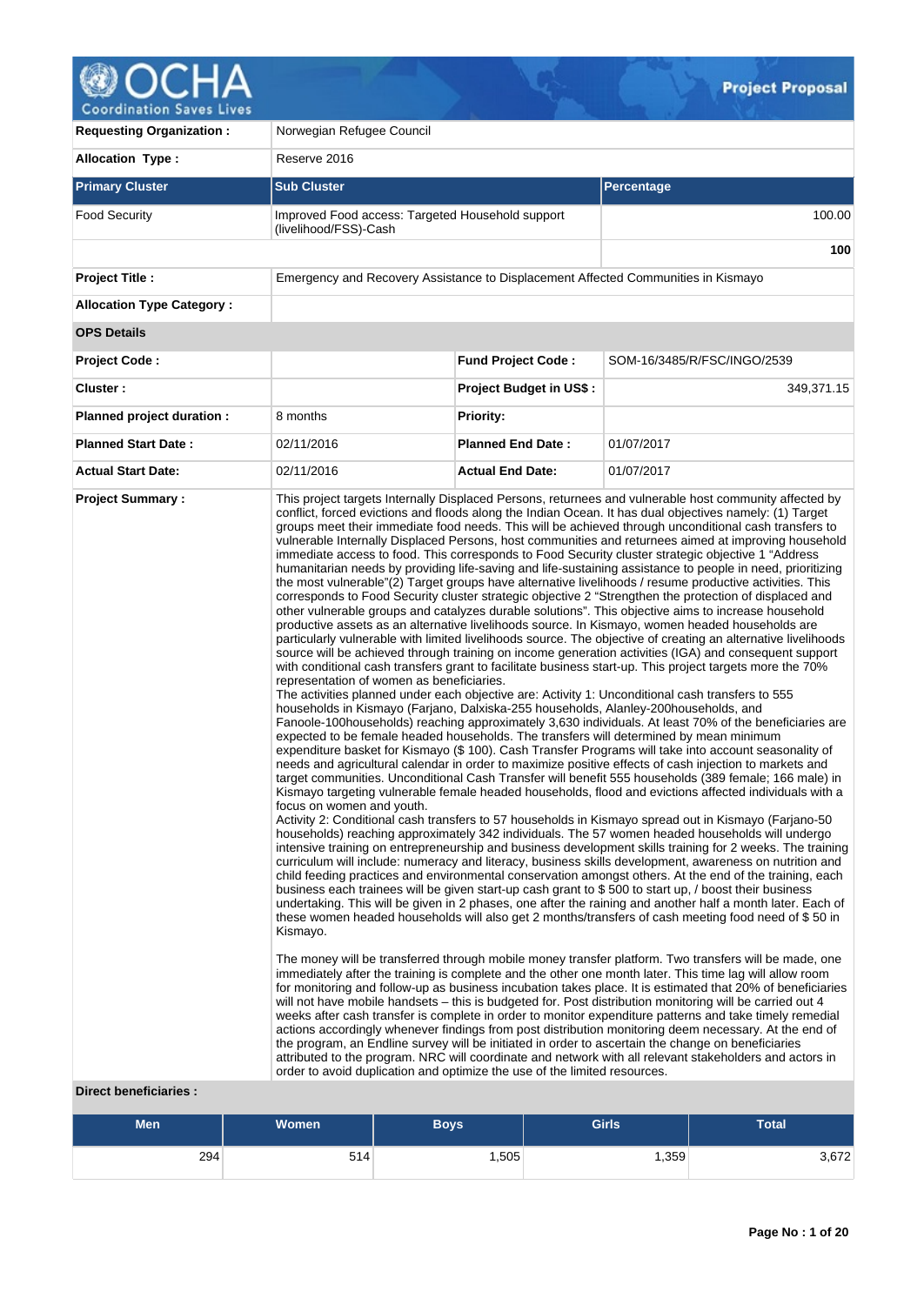# Project Proposal

| | | | |
|---|---|---|---|
| **Requesting Organization :** | Norwegian Refugee Council | | |
| **Allocation Type :** | Reserve 2016 | | |

| Primary Cluster | Sub Cluster | Percentage |
|---|---|---|
| Food Security | Improved Food access: Targeted Household support (livelihood/FSS)-Cash | 100.00 |
| | | **100** |

| | | | |
|---|---|---|---|
| **Project Title :** | Emergency and Recovery Assistance to Displacement Affected Communities in Kismayo | | |
| **Allocation Type Category :** | | | |
| **OPS Details** | | | |
| **Project Code :** | | **Fund Project Code :** | SOM-16/3485/R/FSC/INGO/2539 |
| **Cluster :** | | **Project Budget in US$ :** | 349,371.15 |
| **Planned project duration :** | 8 months | **Priority:** | |
| **Planned Start Date :** | 02/11/2016 | **Planned End Date :** | 01/07/2017 |
| **Actual Start Date:** | 02/11/2016 | **Actual End Date:** | 01/07/2017 |

**Project Summary :**

This project targets Internally Displaced Persons, returnees and vulnerable host community affected by conflict, forced evictions and floods along the Indian Ocean. It has dual objectives namely: (1) Target groups meet their immediate food needs. This will be achieved through unconditional cash transfers to vulnerable Internally Displaced Persons, host communities and returnees aimed at improving household immediate access to food. This corresponds to Food Security cluster strategic objective 1 "Address humanitarian needs by providing life-saving and life-sustaining assistance to people in need, prioritizing the most vulnerable"(2) Target groups have alternative livelihoods / resume productive activities. This corresponds to Food Security cluster strategic objective 2 "Strengthen the protection of displaced and other vulnerable groups and catalyzes durable solutions". This objective aims to increase household productive assets as an alternative livelihoods source. In Kismayo, women headed households are particularly vulnerable with limited livelihoods source. The objective of creating an alternative livelihoods source will be achieved through training on income generation activities (IGA) and consequent support with conditional cash transfers grant to facilitate business start-up. This project targets more the 70% representation of women as beneficiaries.

The activities planned under each objective are: Activity 1: Unconditional cash transfers to 555 households in Kismayo (Farjano, Dalxiska-255 households, Alanley-200households, and Fanoole-100households) reaching approximately 3,630 individuals. At least 70% of the beneficiaries are expected to be female headed households. The transfers will determined by mean minimum expenditure basket for Kismayo ($ 100). Cash Transfer Programs will take into account seasonality of needs and agricultural calendar in order to maximize positive effects of cash injection to markets and target communities. Unconditional Cash Transfer will benefit 555 households (389 female; 166 male) in Kismayo targeting vulnerable female headed households, flood and evictions affected individuals with a focus on women and youth.

Activity 2: Conditional cash transfers to 57 households in Kismayo spread out in Kismayo (Farjano-50 households) reaching approximately 342 individuals. The 57 women headed households will undergo intensive training on entrepreneurship and business development skills training for 2 weeks. The training curriculum will include: numeracy and literacy, business skills development, awareness on nutrition and child feeding practices and environmental conservation amongst others. At the end of the training, each business each trainees will be given start-up cash grant to $ 500 to start up, / boost their business undertaking. This will be given in 2 phases, one after the raining and another half a month later. Each of these women headed households will also get 2 months/transfers of cash meeting food need of $ 50 in Kismayo.

The money will be transferred through mobile money transfer platform. Two transfers will be made, one immediately after the training is complete and the other one month later. This time lag will allow room for monitoring and follow-up as business incubation takes place. It is estimated that 20% of beneficiaries will not have mobile handsets – this is budgeted for. Post distribution monitoring will be carried out 4 weeks after cash transfer is complete in order to monitor expenditure patterns and take timely remedial actions accordingly whenever findings from post distribution monitoring deem necessary. At the end of the program, an Endline survey will be initiated in order to ascertain the change on beneficiaries attributed to the program. NRC will coordinate and network with all relevant stakeholders and actors in order to avoid duplication and optimize the use of the limited resources.

**Direct beneficiaries :**

| Men | Women | Boys | Girls | Total |
|---|---|---|---|---|
| 294 | 514 | 1,505 | 1,359 | 3,672 |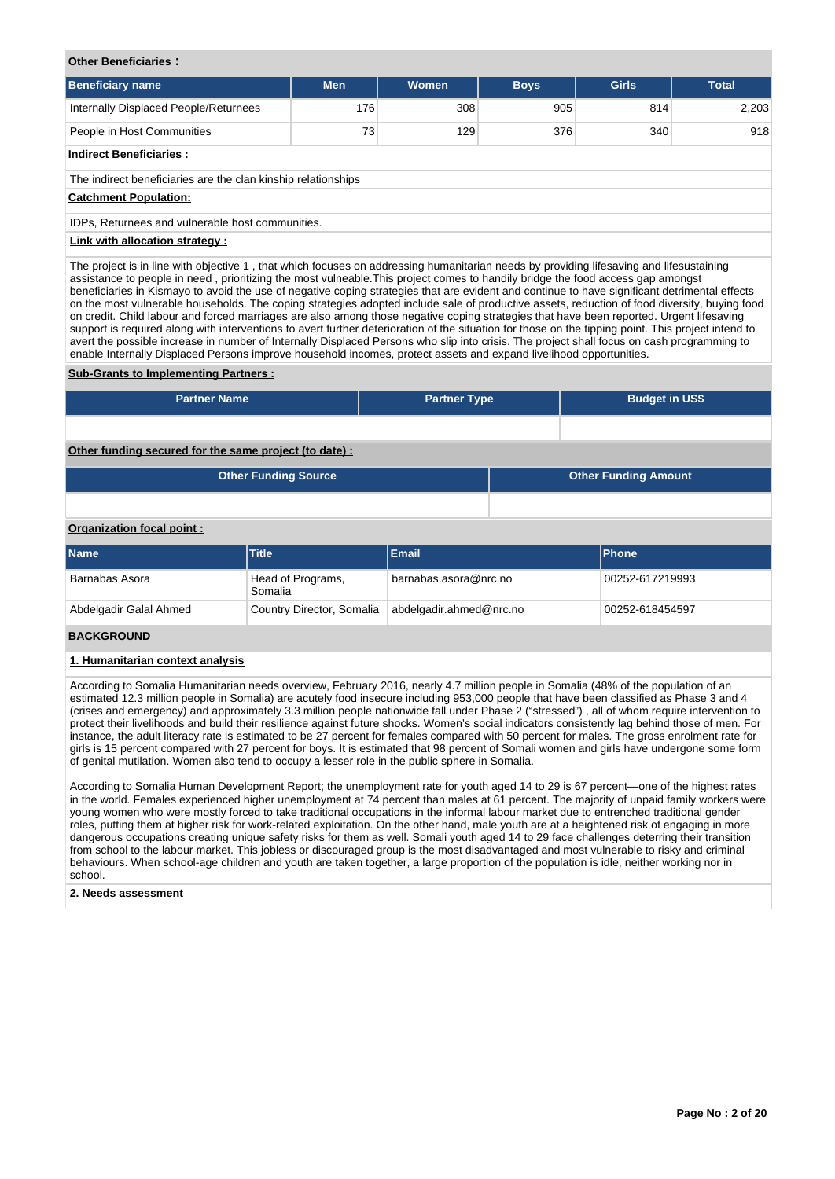**Other Beneficiaries :**

| Beneficiary name | Men | Women | Boys | Girls | Total |
|---|---|---|---|---|---|
| Internally Displaced People/Returnees | 176 | 308 | 905 | 814 | 2,203 |
| People in Host Communities | 73 | 129 | 376 | 340 | 918 |

**Indirect Beneficiaries :**

The indirect beneficiaries are the clan kinship relationships

**Catchment Population:**

IDPs, Returnees and vulnerable host communities.

**Link with allocation strategy :**

The project is in line with objective 1 , that which focuses on addressing humanitarian needs by providing lifesaving and lifesustaining assistance to people in need , prioritizing the most vulneable.This project comes to handily bridge the food access gap amongst beneficiaries in Kismayo to avoid the use of negative coping strategies that are evident and continue to have significant detrimental effects on the most vulnerable households. The coping strategies adopted include sale of productive assets, reduction of food diversity, buying food on credit. Child labour and forced marriages are also among those negative coping strategies that have been reported. Urgent lifesaving support is required along with interventions to avert further deterioration of the situation for those on the tipping point. This project intend to avert the possible increase in number of Internally Displaced Persons who slip into crisis. The project shall focus on cash programming to enable Internally Displaced Persons improve household incomes, protect assets and expand livelihood opportunities.

**Sub-Grants to Implementing Partners :**

| Partner Name | Partner Type | Budget in US$ |
|---|---|---|
| | | |

**Other funding secured for the same project (to date) :**

| Other Funding Source | Other Funding Amount |
|---|---|
| | |

**Organization focal point :**

| Name | Title | Email | Phone |
|---|---|---|---|
| Barnabas Asora | Head of Programs, Somalia | barnabas.asora@nrc.no | 00252-617219993 |
| Abdelgadir Galal Ahmed | Country Director, Somalia | abdelgadir.ahmed@nrc.no | 00252-618454597 |

## BACKGROUND

### 1. Humanitarian context analysis

According to Somalia Humanitarian needs overview, February 2016, nearly 4.7 million people in Somalia (48% of the population of an estimated 12.3 million people in Somalia) are acutely food insecure including 953,000 people that have been classified as Phase 3 and 4 (crises and emergency) and approximately 3.3 million people nationwide fall under Phase 2 ("stressed") , all of whom require intervention to protect their livelihoods and build their resilience against future shocks. Women's social indicators consistently lag behind those of men. For instance, the adult literacy rate is estimated to be 27 percent for females compared with 50 percent for males. The gross enrolment rate for girls is 15 percent compared with 27 percent for boys. It is estimated that 98 percent of Somali women and girls have undergone some form of genital mutilation. Women also tend to occupy a lesser role in the public sphere in Somalia.

According to Somalia Human Development Report; the unemployment rate for youth aged 14 to 29 is 67 percent—one of the highest rates in the world. Females experienced higher unemployment at 74 percent than males at 61 percent. The majority of unpaid family workers were young women who were mostly forced to take traditional occupations in the informal labour market due to entrenched traditional gender roles, putting them at higher risk for work-related exploitation. On the other hand, male youth are at a heightened risk of engaging in more dangerous occupations creating unique safety risks for them as well. Somali youth aged 14 to 29 face challenges deterring their transition from school to the labour market. This jobless or discouraged group is the most disadvantaged and most vulnerable to risky and criminal behaviours. When school-age children and youth are taken together, a large proportion of the population is idle, neither working nor in school.

### 2. Needs assessment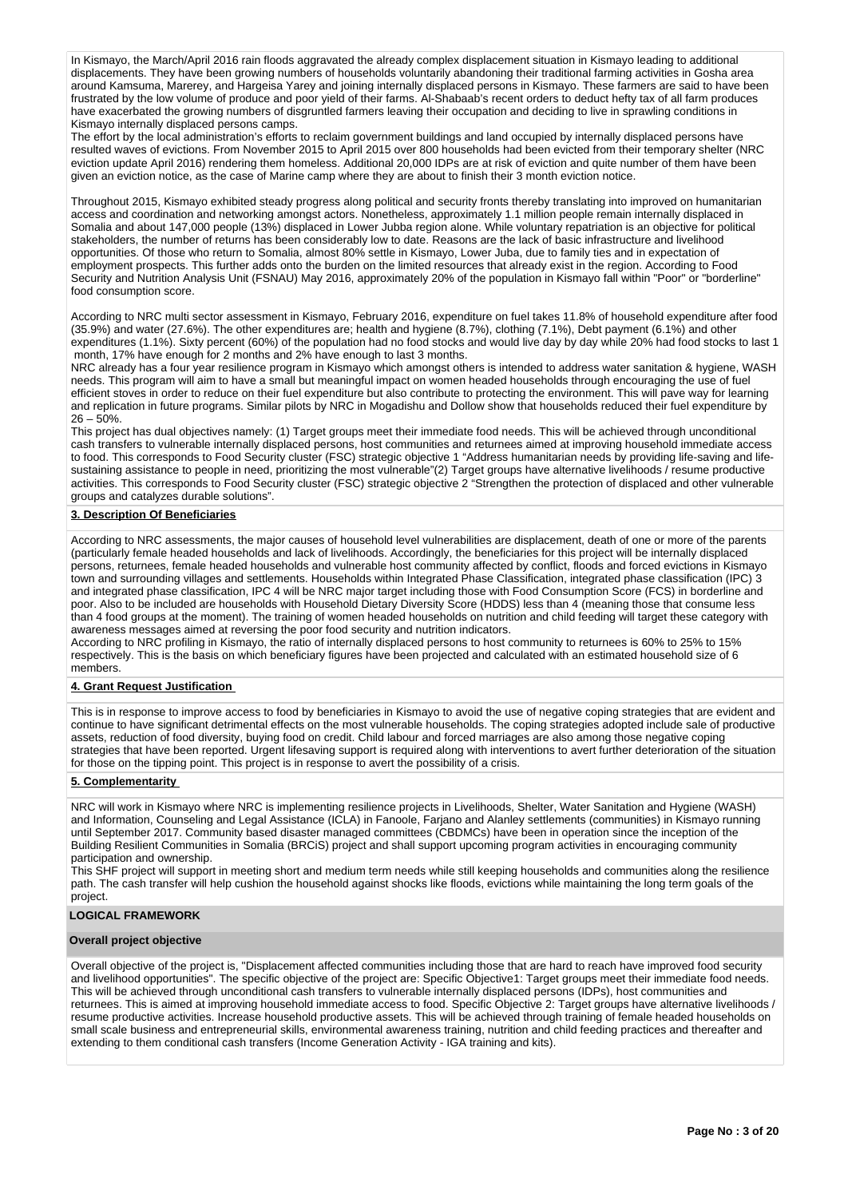In Kismayo, the March/April 2016 rain floods aggravated the already complex displacement situation in Kismayo leading to additional displacements. They have been growing numbers of households voluntarily abandoning their traditional farming activities in Gosha area around Kamsuma, Marerey, and Hargeisa Yarey and joining internally displaced persons in Kismayo. These farmers are said to have been frustrated by the low volume of produce and poor yield of their farms. Al-Shabaab's recent orders to deduct hefty tax of all farm produces have exacerbated the growing numbers of disgruntled farmers leaving their occupation and deciding to live in sprawling conditions in Kismayo internally displaced persons camps.

The effort by the local administration's efforts to reclaim government buildings and land occupied by internally displaced persons have resulted waves of evictions. From November 2015 to April 2015 over 800 households had been evicted from their temporary shelter (NRC eviction update April 2016) rendering them homeless. Additional 20,000 IDPs are at risk of eviction and quite number of them have been given an eviction notice, as the case of Marine camp where they are about to finish their 3 month eviction notice.

Throughout 2015, Kismayo exhibited steady progress along political and security fronts thereby translating into improved on humanitarian access and coordination and networking amongst actors. Nonetheless, approximately 1.1 million people remain internally displaced in Somalia and about 147,000 people (13%) displaced in Lower Jubba region alone. While voluntary repatriation is an objective for political stakeholders, the number of returns has been considerably low to date. Reasons are the lack of basic infrastructure and livelihood opportunities. Of those who return to Somalia, almost 80% settle in Kismayo, Lower Juba, due to family ties and in expectation of employment prospects. This further adds onto the burden on the limited resources that already exist in the region. According to Food Security and Nutrition Analysis Unit (FSNAU) May 2016, approximately 20% of the population in Kismayo fall within "Poor" or "borderline" food consumption score.

According to NRC multi sector assessment in Kismayo, February 2016, expenditure on fuel takes 11.8% of household expenditure after food (35.9%) and water (27.6%). The other expenditures are; health and hygiene (8.7%), clothing (7.1%), Debt payment (6.1%) and other expenditures (1.1%). Sixty percent (60%) of the population had no food stocks and would live day by day while 20% had food stocks to last 1 month, 17% have enough for 2 months and 2% have enough to last 3 months.

NRC already has a four year resilience program in Kismayo which amongst others is intended to address water sanitation & hygiene, WASH needs. This program will aim to have a small but meaningful impact on women headed households through encouraging the use of fuel efficient stoves in order to reduce on their fuel expenditure but also contribute to protecting the environment. This will pave way for learning and replication in future programs. Similar pilots by NRC in Mogadishu and Dollow show that households reduced their fuel expenditure by 26 – 50%.

This project has dual objectives namely: (1) Target groups meet their immediate food needs. This will be achieved through unconditional cash transfers to vulnerable internally displaced persons, host communities and returnees aimed at improving household immediate access to food. This corresponds to Food Security cluster (FSC) strategic objective 1 "Address humanitarian needs by providing life-saving and life-sustaining assistance to people in need, prioritizing the most vulnerable"(2) Target groups have alternative livelihoods / resume productive activities. This corresponds to Food Security cluster (FSC) strategic objective 2 "Strengthen the protection of displaced and other vulnerable groups and catalyzes durable solutions".

**3. Description Of Beneficiaries**

According to NRC assessments, the major causes of household level vulnerabilities are displacement, death of one or more of the parents (particularly female headed households and lack of livelihoods. Accordingly, the beneficiaries for this project will be internally displaced persons, returnees, female headed households and vulnerable host community affected by conflict, floods and forced evictions in Kismayo town and surrounding villages and settlements. Households within Integrated Phase Classification, integrated phase classification (IPC) 3 and integrated phase classification, IPC 4 will be NRC major target including those with Food Consumption Score (FCS) in borderline and poor. Also to be included are households with Household Dietary Diversity Score (HDDS) less than 4 (meaning those that consume less than 4 food groups at the moment). The training of women headed households on nutrition and child feeding will target these category with awareness messages aimed at reversing the poor food security and nutrition indicators.

According to NRC profiling in Kismayo, the ratio of internally displaced persons to host community to returnees is 60% to 25% to 15% respectively. This is the basis on which beneficiary figures have been projected and calculated with an estimated household size of 6 members.

**4. Grant Request Justification**

This is in response to improve access to food by beneficiaries in Kismayo to avoid the use of negative coping strategies that are evident and continue to have significant detrimental effects on the most vulnerable households. The coping strategies adopted include sale of productive assets, reduction of food diversity, buying food on credit. Child labour and forced marriages are also among those negative coping strategies that have been reported. Urgent lifesaving support is required along with interventions to avert further deterioration of the situation for those on the tipping point. This project is in response to avert the possibility of a crisis.

**5. Complementarity**

NRC will work in Kismayo where NRC is implementing resilience projects in Livelihoods, Shelter, Water Sanitation and Hygiene (WASH) and Information, Counseling and Legal Assistance (ICLA) in Fanoole, Farjano and Alanley settlements (communities) in Kismayo running until September 2017. Community based disaster managed committees (CBDMCs) have been in operation since the inception of the Building Resilient Communities in Somalia (BRCiS) project and shall support upcoming program activities in encouraging community participation and ownership.

This SHF project will support in meeting short and medium term needs while still keeping households and communities along the resilience path. The cash transfer will help cushion the household against shocks like floods, evictions while maintaining the long term goals of the project.

**LOGICAL FRAMEWORK**

**Overall project objective**

Overall objective of the project is, "Displacement affected communities including those that are hard to reach have improved food security and livelihood opportunities". The specific objective of the project are: Specific Objective1: Target groups meet their immediate food needs. This will be achieved through unconditional cash transfers to vulnerable internally displaced persons (IDPs), host communities and returnees. This is aimed at improving household immediate access to food. Specific Objective 2: Target groups have alternative livelihoods / resume productive activities. Increase household productive assets. This will be achieved through training of female headed households on small scale business and entrepreneurial skills, environmental awareness training, nutrition and child feeding practices and thereafter and extending to them conditional cash transfers (Income Generation Activity - IGA training and kits).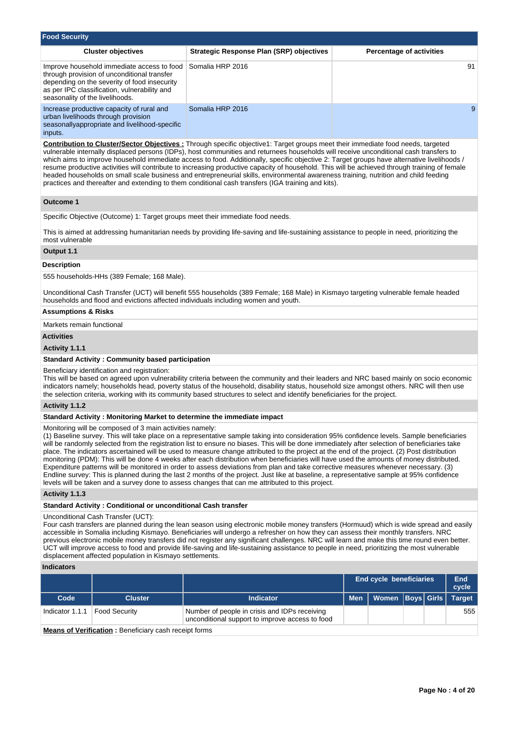## Food Security

| Cluster objectives | Strategic Response Plan (SRP) objectives | Percentage of activities |
|---|---|---|
| Improve household immediate access to food through provision of unconditional transfer depending on the severity of food insecurity as per IPC classification, vulnerability and seasonality of the livelihoods. | Somalia HRP 2016 | 91 |
| Increase productive capacity of rural and urban livelihoods through provision seasonallyappropriate and livelihood-specific inputs. | Somalia HRP 2016 | 9 |

**Contribution to Cluster/Sector Objectives :** Through specific objective1: Target groups meet their immediate food needs, targeted vulnerable internally displaced persons (IDPs), host communities and returnees households will receive unconditional cash transfers to which aims to improve household immediate access to food. Additionally, specific objective 2: Target groups have alternative livelihoods / resume productive activities will contribute to increasing productive capacity of household. This will be achieved through training of female headed households on small scale business and entrepreneurial skills, environmental awareness training, nutrition and child feeding practices and thereafter and extending to them conditional cash transfers (IGA training and kits).

### Outcome 1

Specific Objective (Outcome) 1: Target groups meet their immediate food needs.

This is aimed at addressing humanitarian needs by providing life-saving and life-sustaining assistance to people in need, prioritizing the most vulnerable

### Output 1.1

**Description**

555 households-HHs (389 Female; 168 Male).

Unconditional Cash Transfer (UCT) will benefit 555 households (389 Female; 168 Male) in Kismayo targeting vulnerable female headed households and flood and evictions affected individuals including women and youth.

**Assumptions & Risks**

Markets remain functional

**Activities**

**Activity 1.1.1**

**Standard Activity : Community based participation**

Beneficiary identification and registration:
This will be based on agreed upon vulnerability criteria between the community and their leaders and NRC based mainly on socio economic indicators namely; households head, poverty status of the household, disability status, household size amongst others. NRC will then use the selection criteria, working with its community based structures to select and identify beneficiaries for the project.

**Activity 1.1.2**

**Standard Activity : Monitoring Market to determine the immediate impact**

Monitoring will be composed of 3 main activities namely:
(1) Baseline survey. This will take place on a representative sample taking into consideration 95% confidence levels. Sample beneficiaries will be randomly selected from the registration list to ensure no biases. This will be done immediately after selection of beneficiaries take place. The indicators ascertained will be used to measure change attributed to the project at the end of the project. (2) Post distribution monitoring (PDM): This will be done 4 weeks after each distribution when beneficiaries will have used the amounts of money distributed. Expenditure patterns will be monitored in order to assess deviations from plan and take corrective measures whenever necessary. (3) Endline survey: This is planned during the last 2 months of the project. Just like at baseline, a representative sample at 95% confidence levels will be taken and a survey done to assess changes that can me attributed to this project.

**Activity 1.1.3**

**Standard Activity : Conditional or unconditional Cash transfer**

Unconditional Cash Transfer (UCT):
Four cash transfers are planned during the lean season using electronic mobile money transfers (Hormuud) which is wide spread and easily accessible in Somalia including Kismayo. Beneficiaries will undergo a refresher on how they can assess their monthly transfers. NRC previous electronic mobile money transfers did not register any significant challenges. NRC will learn and make this time round even better. UCT will improve access to food and provide life-saving and life-sustaining assistance to people in need, prioritizing the most vulnerable displacement affected population in Kismayo settlements.

**Indicators**

| | | | End cycle beneficiaries | | | | End cycle |
|---|---|---|---|---|---|---|---|
| **Code** | **Cluster** | **Indicator** | **Men** | **Women** | **Boys** | **Girls** | **Target** |
| Indicator 1.1.1 | Food Security | Number of people in crisis and IDPs receiving unconditional support to improve access to food | | | | | 555 |

**Means of Verification :** Beneficiary cash receipt forms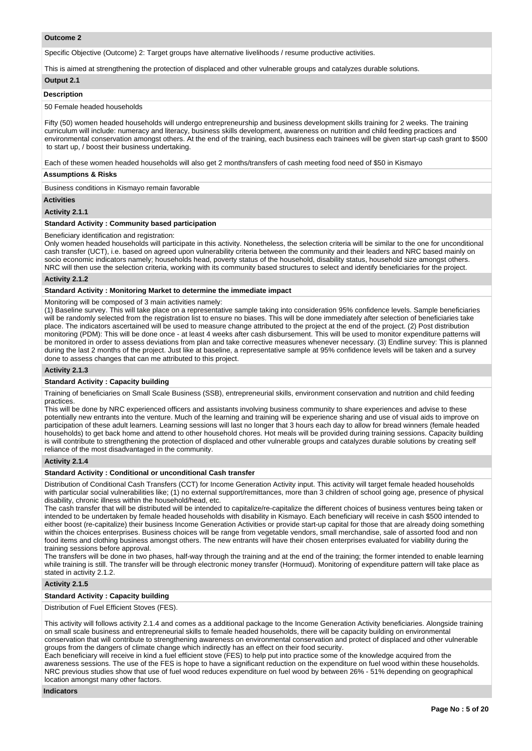**Outcome 2**

Specific Objective (Outcome) 2: Target groups have alternative livelihoods / resume productive activities.

This is aimed at strengthening the protection of displaced and other vulnerable groups and catalyzes durable solutions.

**Output 2.1**

**Description**

50 Female headed households

Fifty (50) women headed households will undergo entrepreneurship and business development skills training for 2 weeks. The training curriculum will include: numeracy and literacy, business skills development, awareness on nutrition and child feeding practices and environmental conservation amongst others. At the end of the training, each business each trainees will be given start-up cash grant to $500 to start up, / boost their business undertaking.

Each of these women headed households will also get 2 months/transfers of cash meeting food need of $50 in Kismayo

**Assumptions & Risks**

Business conditions in Kismayo remain favorable

**Activities**

**Activity 2.1.1**

**Standard Activity : Community based participation**

Beneficiary identification and registration:
Only women headed households will participate in this activity. Nonetheless, the selection criteria will be similar to the one for unconditional cash transfer (UCT), i.e. based on agreed upon vulnerability criteria between the community and their leaders and NRC based mainly on socio economic indicators namely; households head, poverty status of the household, disability status, household size amongst others. NRC will then use the selection criteria, working with its community based structures to select and identify beneficiaries for the project.

**Activity 2.1.2**

**Standard Activity : Monitoring Market to determine the immediate impact**

Monitoring will be composed of 3 main activities namely:
(1) Baseline survey. This will take place on a representative sample taking into consideration 95% confidence levels. Sample beneficiaries will be randomly selected from the registration list to ensure no biases. This will be done immediately after selection of beneficiaries take place. The indicators ascertained will be used to measure change attributed to the project at the end of the project. (2) Post distribution monitoring (PDM): This will be done once - at least 4 weeks after cash disbursement. This will be used to monitor expenditure patterns will be monitored in order to assess deviations from plan and take corrective measures whenever necessary. (3) Endline survey: This is planned during the last 2 months of the project. Just like at baseline, a representative sample at 95% confidence levels will be taken and a survey done to assess changes that can me attributed to this project.

**Activity 2.1.3**

**Standard Activity : Capacity building**

Training of beneficiaries on Small Scale Business (SSB), entrepreneurial skills, environment conservation and nutrition and child feeding practices.
This will be done by NRC experienced officers and assistants involving business community to share experiences and advise to these potentially new entrants into the venture. Much of the learning and training will be experience sharing and use of visual aids to improve on participation of these adult learners. Learning sessions will last no longer that 3 hours each day to allow for bread winners (female headed households) to get back home and attend to other household chores. Hot meals will be provided during training sessions. Capacity building is will contribute to strengthening the protection of displaced and other vulnerable groups and catalyzes durable solutions by creating self reliance of the most disadvantaged in the community.

**Activity 2.1.4**

**Standard Activity : Conditional or unconditional Cash transfer**

Distribution of Conditional Cash Transfers (CCT) for Income Generation Activity input. This activity will target female headed households with particular social vulnerabilities like; (1) no external support/remittances, more than 3 children of school going age, presence of physical disability, chronic illness within the household/head, etc.
The cash transfer that will be distributed will be intended to capitalize/re-capitalize the different choices of business ventures being taken or intended to be undertaken by female headed households with disability in Kismayo. Each beneficiary will receive in cash $500 intended to either boost (re-capitalize) their business Income Generation Activities or provide start-up capital for those that are already doing something within the choices enterprises. Business choices will be range from vegetable vendors, small merchandise, sale of assorted food and non food items and clothing business amongst others. The new entrants will have their chosen enterprises evaluated for viability during the training sessions before approval.
The transfers will be done in two phases, half-way through the training and at the end of the training; the former intended to enable learning while training is still. The transfer will be through electronic money transfer (Hormuud). Monitoring of expenditure pattern will take place as stated in activity 2.1.2.

**Activity 2.1.5**

**Standard Activity : Capacity building**

Distribution of Fuel Efficient Stoves (FES).

This activity will follows activity 2.1.4 and comes as a additional package to the Income Generation Activity beneficiaries. Alongside training on small scale business and entrepreneurial skills to female headed households, there will be capacity building on environmental conservation that will contribute to strengthening awareness on environmental conservation and protect of displaced and other vulnerable groups from the dangers of climate change which indirectly has an effect on their food security.
Each beneficiary will receive in kind a fuel efficient stove (FES) to help put into practice some of the knowledge acquired from the awareness sessions. The use of the FES is hope to have a significant reduction on the expenditure on fuel wood within these households. NRC previous studies show that use of fuel wood reduces expenditure on fuel wood by between 26% - 51% depending on geographical location amongst many other factors.

**Indicators**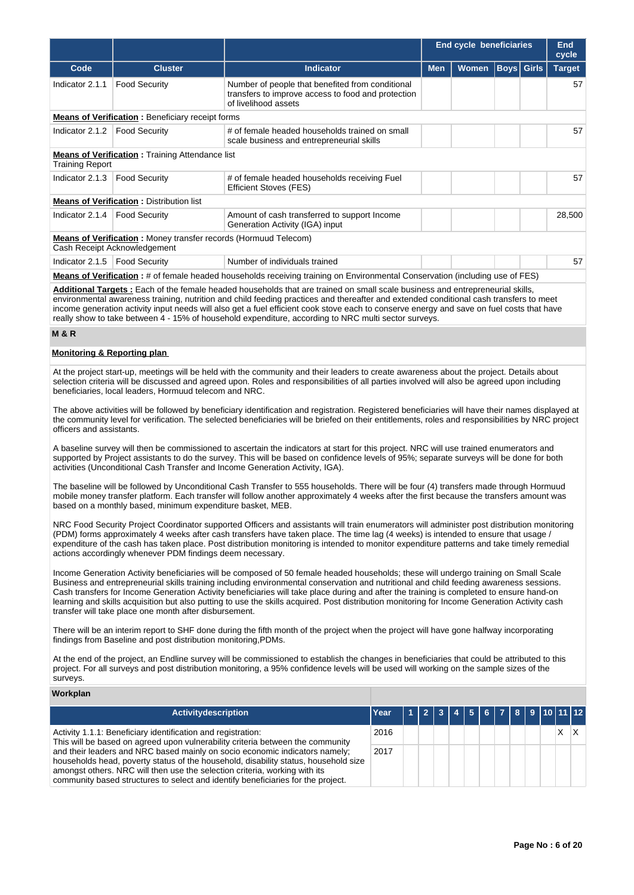| | | | End cycle beneficiaries | | | | End cycle |
|---|---|---|---|---|---|---|---|
| **Code** | **Cluster** | **Indicator** | **Men** | **Women** | **Boys** | **Girls** | **Target** |
| Indicator 2.1.1 | Food Security | Number of people that benefited from conditional transfers to improve access to food and protection of livelihood assets | | | | | 57 |
| **Means of Verification :** Beneficiary receipt forms | | | | | | | |
| Indicator 2.1.2 | Food Security | # of female headed households trained on small scale business and entrepreneurial skills | | | | | 57 |
| **Means of Verification :** Training Attendance list Training Report | | | | | | | |
| Indicator 2.1.3 | Food Security | # of female headed households receiving Fuel Efficient Stoves (FES) | | | | | 57 |
| **Means of Verification :** Distribution list | | | | | | | |
| Indicator 2.1.4 | Food Security | Amount of cash transferred to support Income Generation Activity (IGA) input | | | | | 28,500 |
| **Means of Verification :** Money transfer records (Hormuud Telecom) Cash Receipt Acknowledgement | | | | | | | |
| Indicator 2.1.5 | Food Security | Number of individuals trained | | | | | 57 |
| **Means of Verification :** # of female headed households receiving training on Environmental Conservation (including use of FES) | | | | | | | |

**Additional Targets :** Each of the female headed households that are trained on small scale business and entrepreneurial skills, environmental awareness training, nutrition and child feeding practices and thereafter and extended conditional cash transfers to meet income generation activity input needs will also get a fuel efficient cook stove each to conserve energy and save on fuel costs that have really show to take between 4 - 15% of household expenditure, according to NRC multi sector surveys.

## M & R

### Monitoring & Reporting plan

At the project start-up, meetings will be held with the community and their leaders to create awareness about the project. Details about selection criteria will be discussed and agreed upon. Roles and responsibilities of all parties involved will also be agreed upon including beneficiaries, local leaders, Hormuud telecom and NRC.

The above activities will be followed by beneficiary identification and registration. Registered beneficiaries will have their names displayed at the community level for verification. The selected beneficiaries will be briefed on their entitlements, roles and responsibilities by NRC project officers and assistants.

A baseline survey will then be commissioned to ascertain the indicators at start for this project. NRC will use trained enumerators and supported by Project assistants to do the survey. This will be based on confidence levels of 95%; separate surveys will be done for both activities (Unconditional Cash Transfer and Income Generation Activity, IGA).

The baseline will be followed by Unconditional Cash Transfer to 555 households. There will be four (4) transfers made through Hormuud mobile money transfer platform. Each transfer will follow another approximately 4 weeks after the first because the transfers amount was based on a monthly based, minimum expenditure basket, MEB.

NRC Food Security Project Coordinator supported Officers and assistants will train enumerators will administer post distribution monitoring (PDM) forms approximately 4 weeks after cash transfers have taken place. The time lag (4 weeks) is intended to ensure that usage / expenditure of the cash has taken place. Post distribution monitoring is intended to monitor expenditure patterns and take timely remedial actions accordingly whenever PDM findings deem necessary.

Income Generation Activity beneficiaries will be composed of 50 female headed households; these will undergo training on Small Scale Business and entrepreneurial skills training including environmental conservation and nutritional and child feeding awareness sessions. Cash transfers for Income Generation Activity beneficiaries will take place during and after the training is completed to ensure hand-on learning and skills acquisition but also putting to use the skills acquired. Post distribution monitoring for Income Generation Activity cash transfer will take place one month after disbursement.

There will be an interim report to SHF done during the fifth month of the project when the project will have gone halfway incorporating findings from Baseline and post distribution monitoring,PDMs.

At the end of the project, an Endline survey will be commissioned to establish the changes in beneficiaries that could be attributed to this project. For all surveys and post distribution monitoring, a 95% confidence levels will be used will working on the sample sizes of the surveys.

### Workplan

| Activitydescription | Year | 1 | 2 | 3 | 4 | 5 | 6 | 7 | 8 | 9 | 10 | 11 | 12 |
|---|---|---|---|---|---|---|---|---|---|---|---|---|---|
| Activity 1.1.1: Beneficiary identification and registration: This will be based on agreed upon vulnerability criteria between the community and their leaders and NRC based mainly on socio economic indicators namely; households head, poverty status of the household, disability status, household size amongst others. NRC will then use the selection criteria, working with its community based structures to select and identify beneficiaries for the project. | 2016 | | | | | | | | | | | X | X |
| | 2017 | | | | | | | | | | | | |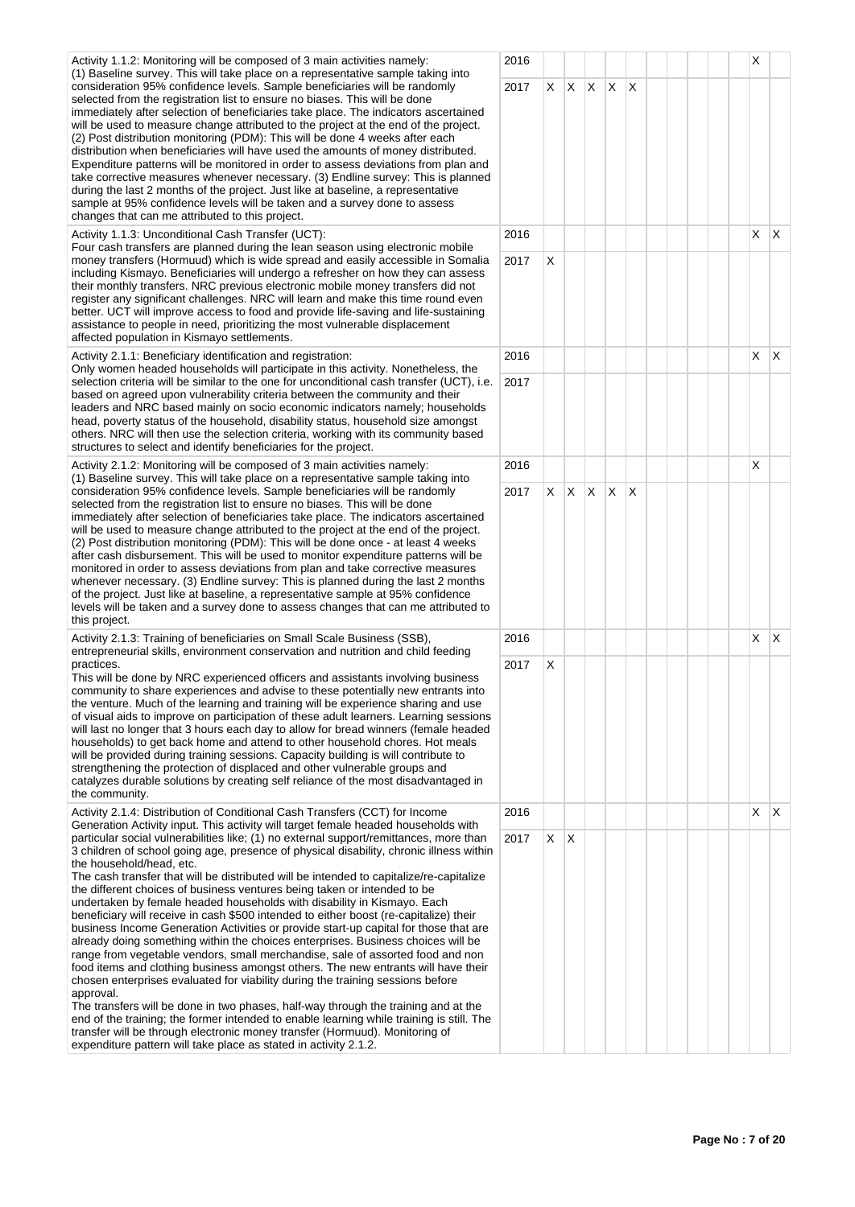| Activity | Year | 1 | 2 | 3 | 4 | 5 | 6 | 7 | 8 | 9 | 10 | 11 | 12 |
|---|---|---|---|---|---|---|---|---|---|---|---|---|---|
| Activity 1.1.2: Monitoring will be composed of 3 main activities namely: (1) Baseline survey. This will take place on a representative sample taking into consideration 95% confidence levels. Sample beneficiaries will be randomly selected from the registration list to ensure no biases. This will be done immediately after selection of beneficiaries take place. The indicators ascertained will be used to measure change attributed to the project at the end of the project. (2) Post distribution monitoring (PDM): This will be done 4 weeks after each distribution when beneficiaries will have used the amounts of money distributed. Expenditure patterns will be monitored in order to assess deviations from plan and take corrective measures whenever necessary. (3) Endline survey: This is planned during the last 2 months of the project. Just like at baseline, a representative sample at 95% confidence levels will be taken and a survey done to assess changes that can me attributed to this project. | 2016 | | | | | | | | | | | X | |
| | 2017 | X | X | X | X | X | | | | | | | |
| Activity 1.1.3: Unconditional Cash Transfer (UCT): Four cash transfers are planned during the lean season using electronic mobile money transfers (Hormuud) which is wide spread and easily accessible in Somalia including Kismayo. Beneficiaries will undergo a refresher on how they can assess their monthly transfers. NRC previous electronic mobile money transfers did not register any significant challenges. NRC will learn and make this time round even better. UCT will improve access to food and provide life-saving and life-sustaining assistance to people in need, prioritizing the most vulnerable displacement affected population in Kismayo settlements. | 2016 | | | | | | | | | | | X | X |
| | 2017 | X | | | | | | | | | | | |
| Activity 2.1.1: Beneficiary identification and registration: Only women headed households will participate in this activity. Nonetheless, the selection criteria will be similar to the one for unconditional cash transfer (UCT), i.e. based on agreed upon vulnerability criteria between the community and their leaders and NRC based mainly on socio economic indicators namely; households head, poverty status of the household, disability status, household size amongst others. NRC will then use the selection criteria, working with its community based structures to select and identify beneficiaries for the project. | 2016 | | | | | | | | | | | X | X |
| | 2017 | | | | | | | | | | | | |
| Activity 2.1.2: Monitoring will be composed of 3 main activities namely: (1) Baseline survey. This will take place on a representative sample taking into consideration 95% confidence levels. Sample beneficiaries will be randomly selected from the registration list to ensure no biases. This will be done immediately after selection of beneficiaries take place. The indicators ascertained will be used to measure change attributed to the project at the end of the project. (2) Post distribution monitoring (PDM): This will be done once - at least 4 weeks after cash disbursement. This will be used to monitor expenditure patterns will be monitored in order to assess deviations from plan and take corrective measures whenever necessary. (3) Endline survey: This is planned during the last 2 months of the project. Just like at baseline, a representative sample at 95% confidence levels will be taken and a survey done to assess changes that can me attributed to this project. | 2016 | | | | | | | | | | | X | |
| | 2017 | X | X | X | X | X | | | | | | | |
| Activity 2.1.3: Training of beneficiaries on Small Scale Business (SSB), entrepreneurial skills, environment conservation and nutrition and child feeding practices.<br>This will be done by NRC experienced officers and assistants involving business community to share experiences and advise to these potentially new entrants into the venture. Much of the learning and training will be experience sharing and use of visual aids to improve on participation of these adult learners. Learning sessions will last no longer that 3 hours each day to allow for bread winners (female headed households) to get back home and attend to other household chores. Hot meals will be provided during training sessions. Capacity building is will contribute to strengthening the protection of displaced and other vulnerable groups and catalyzes durable solutions by creating self reliance of the most disadvantaged in the community. | 2016 | | | | | | | | | | | X | X |
| | 2017 | X | | | | | | | | | | | |
| Activity 2.1.4: Distribution of Conditional Cash Transfers (CCT) for Income Generation Activity input. This activity will target female headed households with particular social vulnerabilities like; (1) no external support/remittances, more than 3 children of school going age, presence of physical disability, chronic illness within the household/head, etc.<br>The cash transfer that will be distributed will be intended to capitalize/re-capitalize the different choices of business ventures being taken or intended to be undertaken by female headed households with disability in Kismayo. Each beneficiary will receive in cash $500 intended to either boost (re-capitalize) their business Income Generation Activities or provide start-up capital for those that are already doing something within the choices enterprises. Business choices will be range from vegetable vendors, small merchandise, sale of assorted food and non food items and clothing business amongst others. The new entrants will have their chosen enterprises evaluated for viability during the training sessions before approval.<br>The transfers will be done in two phases, half-way through the training and at the end of the training; the former intended to enable learning while training is still. The transfer will be through electronic money transfer (Hormuud). Monitoring of expenditure pattern will take place as stated in activity 2.1.2. | 2016 | | | | | | | | | | | X | X |
| | 2017 | X | X | | | | | | | | | | |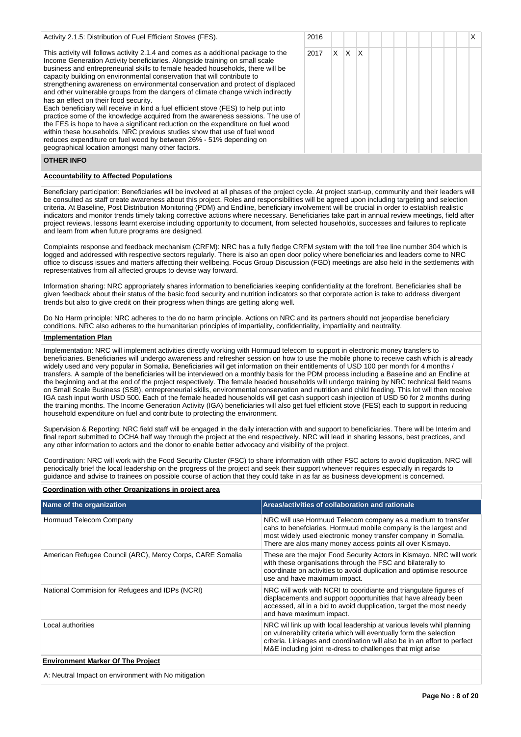| Activity 2.1.5: Distribution of Fuel Efficient Stoves (FES). | 2016 | | | | | | | | | | | | X |
|---|---|---|---|---|---|---|---|---|---|---|---|---|---|
| This activity will follows activity 2.1.4 and comes as a additional package to the Income Generation Activity beneficiaries. Alongside training on small scale business and entrepreneurial skills to female headed households, there will be capacity building on environmental conservation that will contribute to strengthening awareness on environmental conservation and protect of displaced and other vulnerable groups from the dangers of climate change which indirectly has an effect on their food security. Each beneficiary will receive in kind a fuel efficient stove (FES) to help put into practice some of the knowledge acquired from the awareness sessions. The use of the FES is hope to have a significant reduction on the expenditure on fuel wood within these households. NRC previous studies show that use of fuel wood reduces expenditure on fuel wood by between 26% - 51% depending on geographical location amongst many other factors. | 2017 | X | X | X | | | | | | | | | |

## OTHER INFO

### Accountability to Affected Populations

Beneficiary participation: Beneficiaries will be involved at all phases of the project cycle. At project start-up, community and their leaders will be consulted as staff create awareness about this project. Roles and responsibilities will be agreed upon including targeting and selection criteria. At Baseline, Post Distribution Monitoring (PDM) and Endline, beneficiary involvement will be crucial in order to establish realistic indicators and monitor trends timely taking corrective actions where necessary. Beneficiaries take part in annual review meetings, field after project reviews, lessons learnt exercise including opportunity to document, from selected households, successes and failures to replicate and learn from when future programs are designed.

Complaints response and feedback mechanism (CRFM): NRC has a fully fledge CRFM system with the toll free line number 304 which is logged and addressed with respective sectors regularly. There is also an open door policy where beneficiaries and leaders come to NRC office to discuss issues and matters affecting their wellbeing. Focus Group Discussion (FGD) meetings are also held in the settlements with representatives from all affected groups to devise way forward.

Information sharing: NRC appropriately shares information to beneficiaries keeping confidentiality at the forefront. Beneficiaries shall be given feedback about their status of the basic food security and nutrition indicators so that corporate action is take to address divergent trends but also to give credit on their progress when things are getting along well.

Do No Harm principle: NRC adheres to the do no harm principle. Actions on NRC and its partners should not jeopardise beneficiary conditions. NRC also adheres to the humanitarian principles of impartiality, confidentiality, impartiality and neutrality.

### Implementation Plan

Implementation: NRC will implement activities directly working with Hormuud telecom to support in electronic money transfers to beneficiaries. Beneficiaries will undergo awareness and refresher session on how to use the mobile phone to receive cash which is already widely used and very popular in Somalia. Beneficiaries will get information on their entitlements of USD 100 per month for 4 months / transfers. A sample of the beneficiaries will be interviewed on a monthly basis for the PDM process including a Baseline and an Endline at the beginning and at the end of the project respectively. The female headed households will undergo training by NRC technical field teams on Small Scale Business (SSB), entrepreneurial skills, environmental conservation and nutrition and child feeding. This lot will then receive IGA cash input worth USD 500. Each of the female headed households will get cash support cash injection of USD 50 for 2 months during the training months. The Income Generation Activity (IGA) beneficiaries will also get fuel efficient stove (FES) each to support in reducing household expenditure on fuel and contribute to protecting the environment.

Supervision & Reporting: NRC field staff will be engaged in the daily interaction with and support to beneficiaries. There will be Interim and final report submitted to OCHA half way through the project at the end respectively. NRC will lead in sharing lessons, best practices, and any other information to actors and the donor to enable better advocacy and visibility of the project.

Coordination: NRC will work with the Food Security Cluster (FSC) to share information with other FSC actors to avoid duplication. NRC will periodically brief the local leadership on the progress of the project and seek their support whenever requires especially in regards to guidance and advise to trainees on possible course of action that they could take in as far as business development is concerned.

### Coordination with other Organizations in project area

| Name of the organization | Areas/activities of collaboration and rationale |
|---|---|
| Hormuud Telecom Company | NRC will use Hormuud Telecom company as a medium to transfer cahs to benefciaries. Hormuud mobile company is the largest and most widely used electronic money transfer company in Somalia. There are alos many money access points all over Kismayo. |
| American Refugee Council (ARC), Mercy Corps, CARE Somalia | These are the major Food Security Actors in Kismayo. NRC will work with these organisations through the FSC and bilaterally to coordinate on activities to avoid duplication and optimise resource use and have maximum impact. |
| National Commision for Refugees and IDPs (NCRI) | NRC will work with NCRI to cooridiante and triangulate figures of displacements and support opportunities that have already been accessed, all in a bid to avoid dupplication, target the most needy and have maximum impact. |
| Local authorities | NRC wil link up with local leadership at various levels whil planning on vulnerability criteria which will eventually form the selection criteria. Linkages and coordination will also be in an effort to perfect M&E including joint re-dress to challenges that migt arise |

### Environment Marker Of The Project

A: Neutral Impact on environment with No mitigation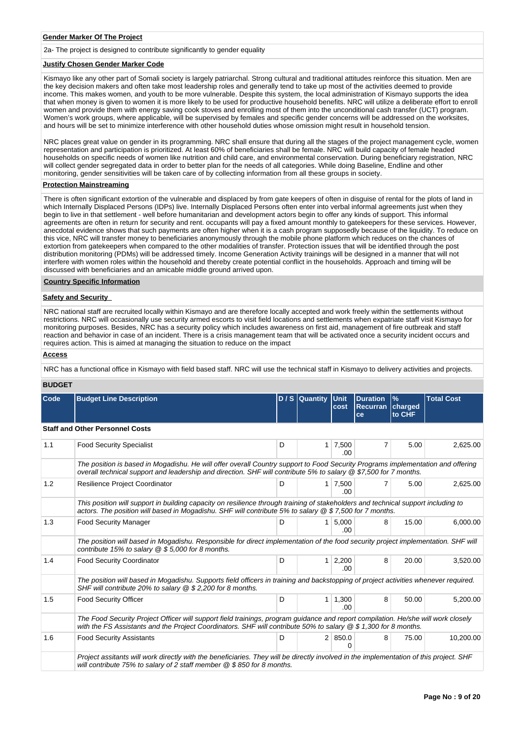**Gender Marker Of The Project**

2a- The project is designed to contribute significantly to gender equality

**Justify Chosen Gender Marker Code**

Kismayo like any other part of Somali society is largely patriarchal. Strong cultural and traditional attitudes reinforce this situation. Men are the key decision makers and often take most leadership roles and generally tend to take up most of the activities deemed to provide income. This makes women, and youth to be more vulnerable. Despite this system, the local administration of Kismayo supports the idea that when money is given to women it is more likely to be used for productive household benefits. NRC will utilize a deliberate effort to enroll women and provide them with energy saving cook stoves and enrolling most of them into the unconditional cash transfer (UCT) program. Women's work groups, where applicable, will be supervised by females and specific gender concerns will be addressed on the worksites, and hours will be set to minimize interference with other household duties whose omission might result in household tension.

NRC places great value on gender in its programming. NRC shall ensure that during all the stages of the project management cycle, women representation and participation is prioritized. At least 60% of beneficiaries shall be female. NRC will build capacity of female headed households on specific needs of women like nutrition and child care, and environmental conservation. During beneficiary registration, NRC will collect gender segregated data in order to better plan for the needs of all categories. While doing Baseline, Endline and other monitoring, gender sensitivities will be taken care of by collecting information from all these groups in society.

**Protection Mainstreaming**

There is often significant extortion of the vulnerable and displaced by from gate keepers of often in disguise of rental for the plots of land in which Internally Displaced Persons (IDPs) live. Internally Displaced Persons often enter into verbal informal agreements just when they begin to live in that settlement - well before humanitarian and development actors begin to offer any kinds of support. This informal agreements are often in return for security and rent. occupants will pay a fixed amount monthly to gatekeepers for these services. However, anecdotal evidence shows that such payments are often higher when it is a cash program supposedly because of the liquidity. To reduce on this vice, NRC will transfer money to beneficiaries anonymously through the mobile phone platform which reduces on the chances of extortion from gatekeepers when compared to the other modalities of transfer. Protection issues that will be identified through the post distribution monitoring (PDMs) will be addressed timely. Income Generation Activity trainings will be designed in a manner that will not interfere with women roles within the household and thereby create potential conflict in the households. Approach and timing will be discussed with beneficiaries and an amicable middle ground arrived upon.

**Country Specific Information**

**Safety and Security**

NRC national staff are recruited locally within Kismayo and are therefore locally accepted and work freely within the settlements without restrictions. NRC will occasionally use security armed escorts to visit field locations and settlements when expatriate staff visit Kismayo for monitoring purposes. Besides, NRC has a security policy which includes awareness on first aid, management of fire outbreak and staff reaction and behavior in case of an incident. There is a crisis management team that will be activated once a security incident occurs and requires action. This is aimed at managing the situation to reduce on the impact

**Access**

NRC has a functional office in Kismayo with field based staff. NRC will use the technical staff in Kismayo to delivery activities and projects.

**BUDGET**

| Code | Budget Line Description | D / S | Quantity | Unit cost | Duration Recurrance | % charged to CHF | Total Cost |
|---|---|---|---|---|---|---|---|
| **Staff and Other Personnel Costs** | | | | | | | |
| 1.1 | Food Security Specialist | D | 1 | 7,500.00 | 7 | 5.00 | 2,625.00 |
| | *The position is based in Mogadishu. He will offer overall Country support to Food Security Programs implementation and offering overall technical support and leadership and direction. SHF will contribute 5% to salary @ $7,500 for 7 months.* | | | | | | |
| 1.2 | Resilience Project Coordinator | D | 1 | 7,500.00 | 7 | 5.00 | 2,625.00 |
| | *This position will support in building capacity on resilience through training of stakeholders and technical support including to actors. The position will based in Mogadishu. SHF will contribute 5% to salary @ $ 7,500 for 7 months.* | | | | | | |
| 1.3 | Food Security Manager | D | 1 | 5,000.00 | 8 | 15.00 | 6,000.00 |
| | *The position will based in Mogadishu. Responsible for direct implementation of the food security project implementation. SHF will contribute 15% to salary @ $ 5,000 for 8 months.* | | | | | | |
| 1.4 | Food Security Coordinator | D | 1 | 2,200.00 | 8 | 20.00 | 3,520.00 |
| | *The position will based in Mogadishu. Supports field officers in training and backstopping of project activities whenever required. SHF will contribute 20% to salary @ $ 2,200 for 8 months.* | | | | | | |
| 1.5 | Food Security Officer | D | 1 | 1,300.00 | 8 | 50.00 | 5,200.00 |
| | *The Food Security Project Officer will support field trainings, program guidance and report compilation. He/she will work closely with the FS Assistants and the Project Coordinators. SHF will contribute 50% to salary @ $ 1,300 for 8 months.* | | | | | | |
| 1.6 | Food Security Assistants | D | 2 | 850.00 | 8 | 75.00 | 10,200.00 |
| | *Project assitants will work directly with the beneficiaries. They will be directly involved in the implementation of this project. SHF will contribute 75% to salary of 2 staff member @ $ 850 for 8 months.* | | | | | | |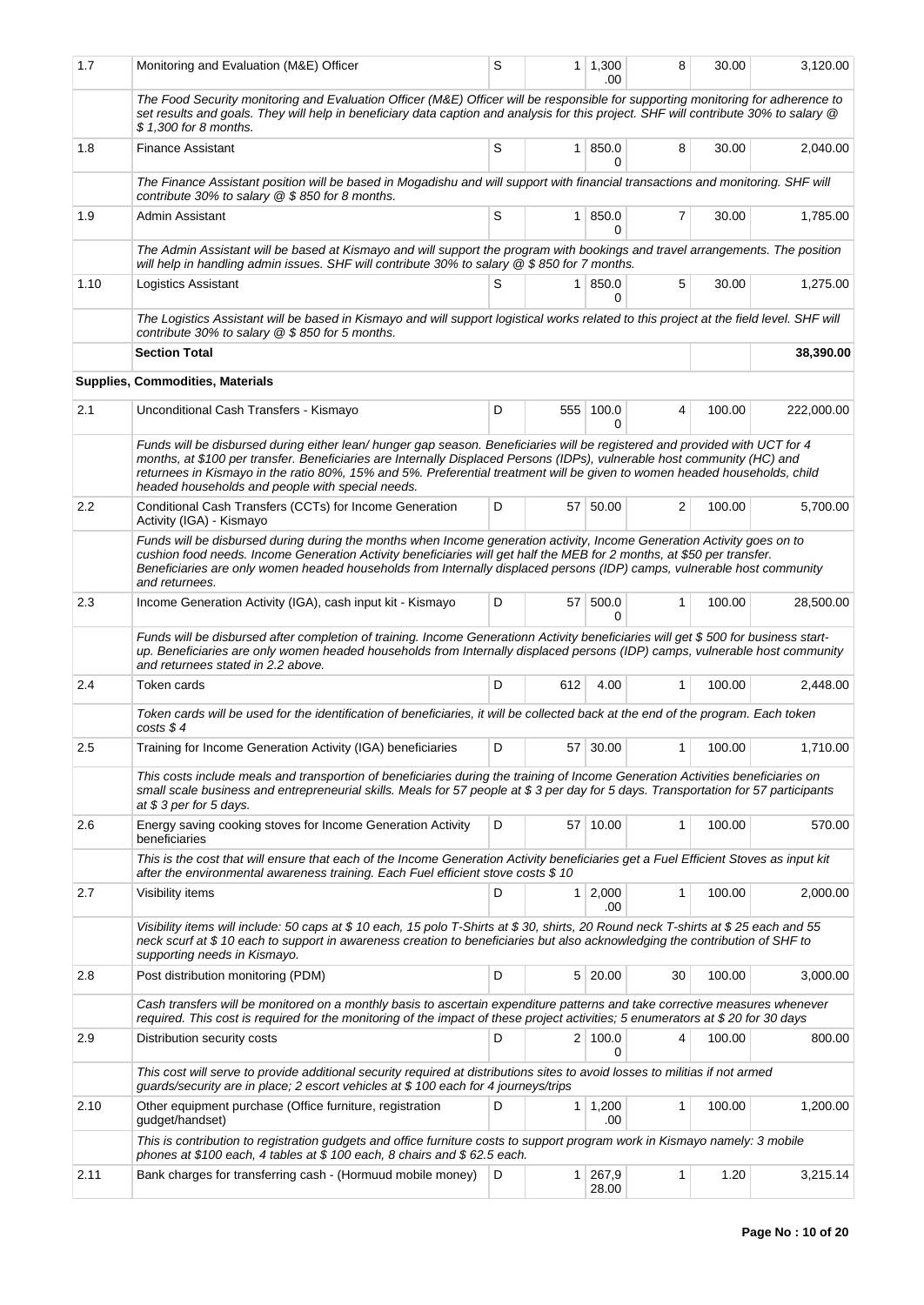| | | | | | | | |
|---|---|---|---|---|---|---|---|
| 1.7 | Monitoring and Evaluation (M&E) Officer | S | 1 | 1,300.00 | 8 | 30.00 | 3,120.00 |
| | *The Food Security monitoring and Evaluation Officer (M&E) Officer will be responsible for supporting monitoring for adherence to set results and goals. They will help in beneficiary data caption and analysis for this project. SHF will contribute 30% to salary @ $ 1,300 for 8 months.* | | | | | | |
| 1.8 | Finance Assistant | S | 1 | 850.00 | 8 | 30.00 | 2,040.00 |
| | *The Finance Assistant position will be based in Mogadishu and will support with financial transactions and monitoring. SHF will contribute 30% to salary @ $ 850 for 8 months.* | | | | | | |
| 1.9 | Admin Assistant | S | 1 | 850.00 | 7 | 30.00 | 1,785.00 |
| | *The Admin Assistant will be based at Kismayo and will support the program with bookings and travel arrangements. The position will help in handling admin issues. SHF will contribute 30% to salary @ $ 850 for 7 months.* | | | | | | |
| 1.10 | Logistics Assistant | S | 1 | 850.00 | 5 | 30.00 | 1,275.00 |
| | *The Logistics Assistant will be based in Kismayo and will support logistical works related to this project at the field level. SHF will contribute 30% to salary @ $ 850 for 5 months.* | | | | | | |
| | **Section Total** | | | | | | **38,390.00** |
| | **Supplies, Commodities, Materials** | | | | | | |
| 2.1 | Unconditional Cash Transfers - Kismayo | D | 555 | 100.00 | 4 | 100.00 | 222,000.00 |
| | *Funds will be disbursed during either lean/ hunger gap season. Beneficiaries will be registered and provided with UCT for 4 months, at $100 per transfer. Beneficiaries are Internally Displaced Persons (IDPs), vulnerable host community (HC) and returnees in Kismayo in the ratio 80%, 15% and 5%. Preferential treatment will be given to women headed households, child headed households and people with special needs.* | | | | | | |
| 2.2 | Conditional Cash Transfers (CCTs) for Income Generation Activity (IGA) - Kismayo | D | 57 | 50.00 | 2 | 100.00 | 5,700.00 |
| | *Funds will be disbursed during during the months when Income generation activity, Income Generation Activity goes on to cushion food needs. Income Generation Activity beneficiaries will get half the MEB for 2 months, at $50 per transfer. Beneficiaries are only women headed households from Internally displaced persons (IDP) camps, vulnerable host community and returnees.* | | | | | | |
| 2.3 | Income Generation Activity (IGA), cash input kit - Kismayo | D | 57 | 500.00 | 1 | 100.00 | 28,500.00 |
| | *Funds will be disbursed after completion of training. Income Generationn Activity beneficiaries will get $ 500 for business start-up. Beneficiaries are only women headed households from Internally displaced persons (IDP) camps, vulnerable host community and returnees stated in 2.2 above.* | | | | | | |
| 2.4 | Token cards | D | 612 | 4.00 | 1 | 100.00 | 2,448.00 |
| | *Token cards will be used for the identification of beneficiaries, it will be collected back at the end of the program. Each token costs $ 4* | | | | | | |
| 2.5 | Training for Income Generation Activity (IGA) beneficiaries | D | 57 | 30.00 | 1 | 100.00 | 1,710.00 |
| | *This costs include meals and transportion of beneficiaries during the training of Income Generation Activities beneficiaries on small scale business and entrepreneurial skills. Meals for 57 people at $ 3 per day for 5 days. Transportation for 57 participants at $ 3 per for 5 days.* | | | | | | |
| 2.6 | Energy saving cooking stoves for Income Generation Activity beneficiaries | D | 57 | 10.00 | 1 | 100.00 | 570.00 |
| | *This is the cost that will ensure that each of the Income Generation Activity beneficiaries get a Fuel Efficient Stoves as input kit after the environmental awareness training. Each Fuel efficient stove costs $ 10* | | | | | | |
| 2.7 | Visibility items | D | 1 | 2,000.00 | 1 | 100.00 | 2,000.00 |
| | *Visibility items will include: 50 caps at $ 10 each, 15 polo T-Shirts at $ 30, shirts, 20 Round neck T-shirts at $ 25 each and 55 neck scurf at $ 10 each to support in awareness creation to beneficiaries but also acknowledging the contribution of SHF to supporting needs in Kismayo.* | | | | | | |
| 2.8 | Post distribution monitoring (PDM) | D | 5 | 20.00 | 30 | 100.00 | 3,000.00 |
| | *Cash transfers will be monitored on a monthly basis to ascertain expenditure patterns and take corrective measures whenever required. This cost is required for the monitoring of the impact of these project activities; 5 enumerators at $ 20 for 30 days* | | | | | | |
| 2.9 | Distribution security costs | D | 2 | 100.00 | 4 | 100.00 | 800.00 |
| | *This cost will serve to provide additional security required at distributions sites to avoid losses to militias if not armed guards/security are in place; 2 escort vehicles at $ 100 each for 4 journeys/trips* | | | | | | |
| 2.10 | Other equipment purchase (Office furniture, registration gudget/handset) | D | 1 | 1,200.00 | 1 | 100.00 | 1,200.00 |
| | *This is contribution to registration gudgets and office furniture costs to support program work in Kismayo namely: 3 mobile phones at $100 each, 4 tables at $ 100 each, 8 chairs and $ 62.5 each.* | | | | | | |
| 2.11 | Bank charges for transferring cash - (Hormuud mobile money) | D | 1 | 267,928.00 | 1 | 1.20 | 3,215.14 |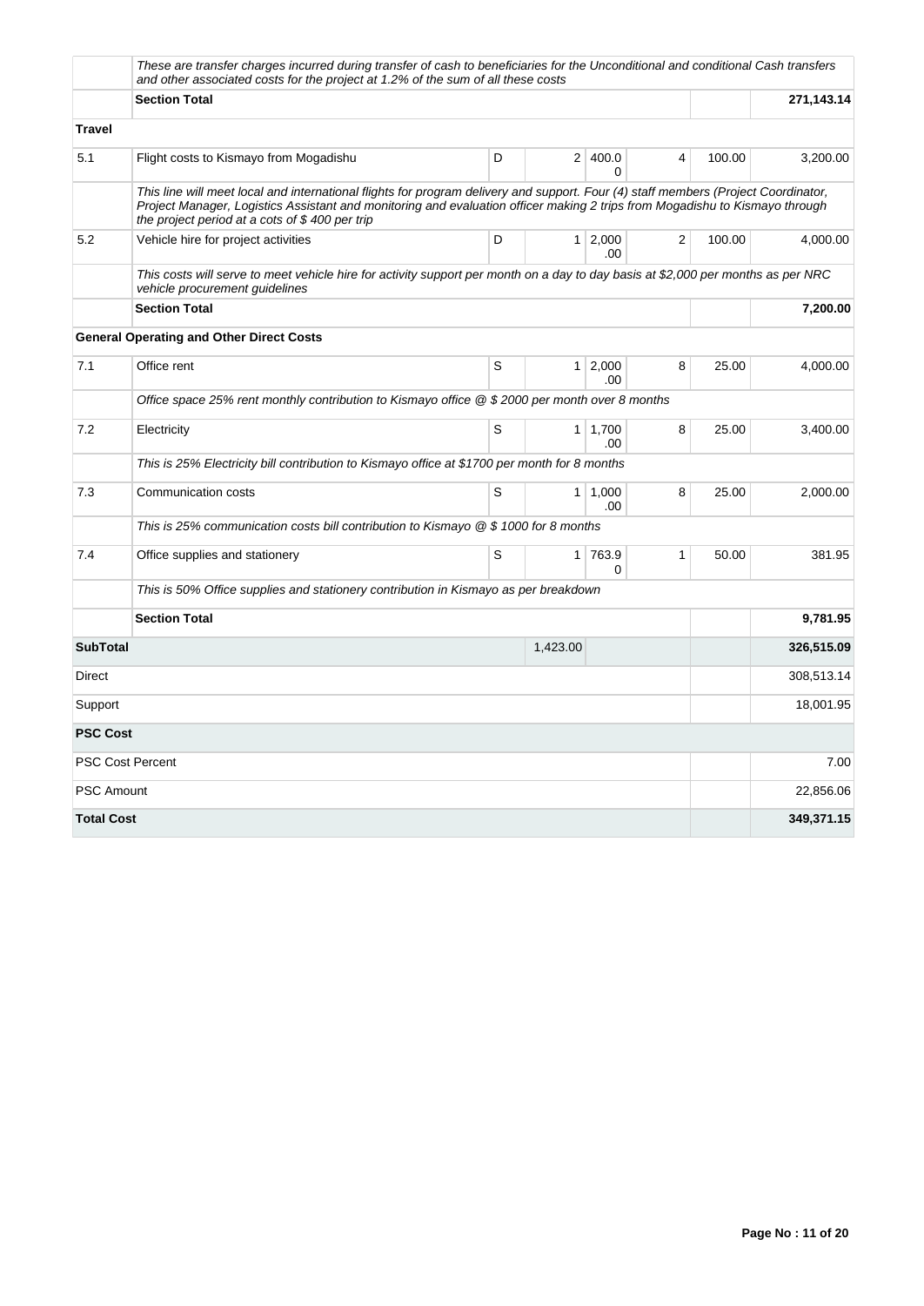| | | | | | | | |
|---|---|---|---|---|---|---|---|
| | *These are transfer charges incurred during transfer of cash to beneficiaries for the Unconditional and conditional Cash transfers and other associated costs for the project at 1.2% of the sum of all these costs* | | | | | | |
| | **Section Total** | | | | | | **271,143.14** |
| **Travel** | | | | | | | |
| 5.1 | Flight costs to Kismayo from Mogadishu | D | 2 | 400.00 | 4 | 100.00 | 3,200.00 |
| | *This line will meet local and international flights for program delivery and support. Four (4) staff members (Project Coordinator, Project Manager, Logistics Assistant and monitoring and evaluation officer making 2 trips from Mogadishu to Kismayo through the project period at a cots of $ 400 per trip* | | | | | | |
| 5.2 | Vehicle hire for project activities | D | 1 | 2,000.00 | 2 | 100.00 | 4,000.00 |
| | *This costs will serve to meet vehicle hire for activity support per month on a day to day basis at $2,000 per months as per NRC vehicle procurement guidelines* | | | | | | |
| | **Section Total** | | | | | | **7,200.00** |
| | **General Operating and Other Direct Costs** | | | | | | |
| 7.1 | Office rent | S | 1 | 2,000.00 | 8 | 25.00 | 4,000.00 |
| | *Office space 25% rent monthly contribution to Kismayo office @ $ 2000 per month over 8 months* | | | | | | |
| 7.2 | Electricity | S | 1 | 1,700.00 | 8 | 25.00 | 3,400.00 |
| | *This is 25% Electricity bill contribution to Kismayo office at $1700 per month for 8 months* | | | | | | |
| 7.3 | Communication costs | S | 1 | 1,000.00 | 8 | 25.00 | 2,000.00 |
| | *This is 25% communication costs bill contribution to Kismayo @ $ 1000 for 8 months* | | | | | | |
| 7.4 | Office supplies and stationery | S | 1 | 763.90 | 1 | 50.00 | 381.95 |
| | *This is 50% Office supplies and stationery contribution in Kismayo as per breakdown* | | | | | | |
| | **Section Total** | | | | | | **9,781.95** |
| **SubTotal** | | | 1,423.00 | | | | **326,515.09** |
| Direct | | | | | | | 308,513.14 |
| Support | | | | | | | 18,001.95 |
| **PSC Cost** | | | | | | | |
| PSC Cost Percent | | | | | | | 7.00 |
| PSC Amount | | | | | | | 22,856.06 |
| **Total Cost** | | | | | | | **349,371.15** |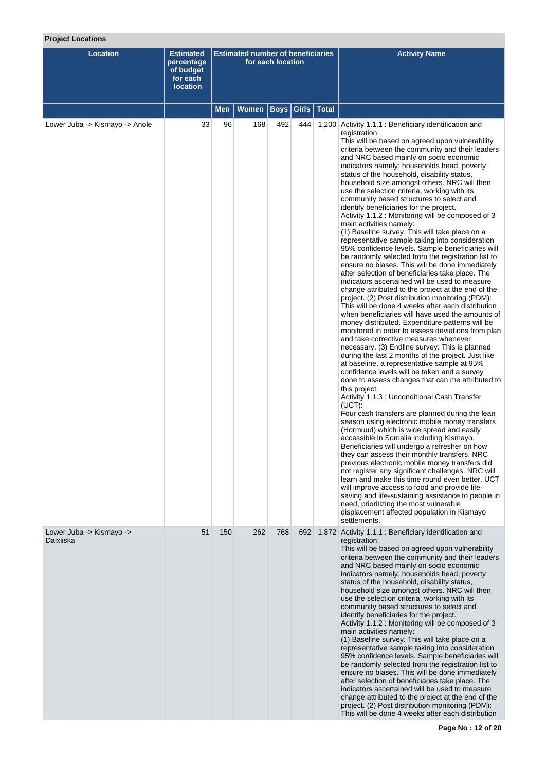**Project Locations**

| Location | Estimated percentage of budget for each location | Estimated number of beneficiaries for each location | | | | | Activity Name |
|---|---|---|---|---|---|---|---|
| | | Men | Women | Boys | Girls | Total | |
| Lower Juba -> Kismayo -> Anole | 33 | 96 | 168 | 492 | 444 | 1,200 | Activity 1.1.1 : Beneficiary identification and registration:<br>This will be based on agreed upon vulnerability criteria between the community and their leaders and NRC based mainly on socio economic indicators namely; households head, poverty status of the household, disability status, household size amongst others. NRC will then use the selection criteria, working with its community based structures to select and identify beneficiaries for the project.<br>Activity 1.1.2 : Monitoring will be composed of 3 main activities namely:<br>(1) Baseline survey. This will take place on a representative sample taking into consideration 95% confidence levels. Sample beneficiaries will be randomly selected from the registration list to ensure no biases. This will be done immediately after selection of beneficiaries take place. The indicators ascertained will be used to measure change attributed to the project at the end of the project. (2) Post distribution monitoring (PDM): This will be done 4 weeks after each distribution when beneficiaries will have used the amounts of money distributed. Expenditure patterns will be monitored in order to assess deviations from plan and take corrective measures whenever necessary. (3) Endline survey: This is planned during the last 2 months of the project. Just like at baseline, a representative sample at 95% confidence levels will be taken and a survey done to assess changes that can me attributed to this project.<br>Activity 1.1.3 : Unconditional Cash Transfer (UCT):<br>Four cash transfers are planned during the lean season using electronic mobile money transfers (Hormuud) which is wide spread and easily accessible in Somalia including Kismayo. Beneficiaries will undergo a refresher on how they can assess their monthly transfers. NRC previous electronic mobile money transfers did not register any significant challenges. NRC will learn and make this time round even better. UCT will improve access to food and provide life-saving and life-sustaining assistance to people in need, prioritizing the most vulnerable displacement affected population in Kismayo settlements. |
| Lower Juba -> Kismayo -> Dalxiiska | 51 | 150 | 262 | 768 | 692 | 1,872 | Activity 1.1.1 : Beneficiary identification and registration:<br>This will be based on agreed upon vulnerability criteria between the community and their leaders and NRC based mainly on socio economic indicators namely; households head, poverty status of the household, disability status, household size amongst others. NRC will then use the selection criteria, working with its community based structures to select and identify beneficiaries for the project.<br>Activity 1.1.2 : Monitoring will be composed of 3 main activities namely:<br>(1) Baseline survey. This will take place on a representative sample taking into consideration 95% confidence levels. Sample beneficiaries will be randomly selected from the registration list to ensure no biases. This will be done immediately after selection of beneficiaries take place. The indicators ascertained will be used to measure change attributed to the project at the end of the project. (2) Post distribution monitoring (PDM): This will be done 4 weeks after each distribution |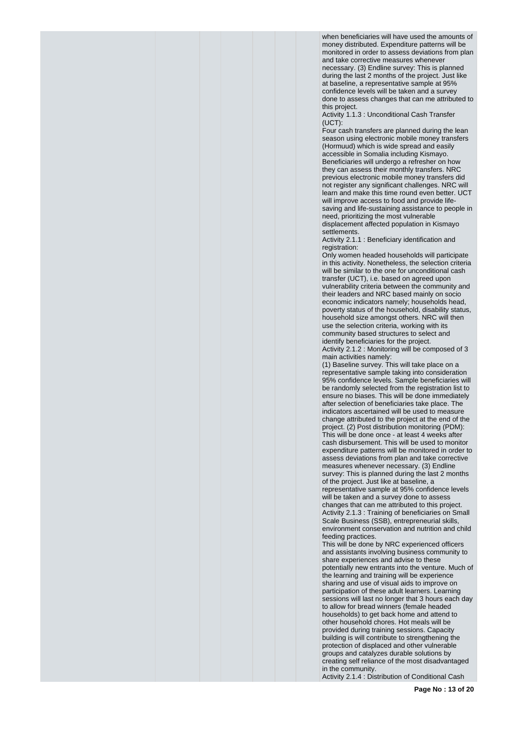when beneficiaries will have used the amounts of money distributed. Expenditure patterns will be monitored in order to assess deviations from plan and take corrective measures whenever necessary. (3) Endline survey: This is planned during the last 2 months of the project. Just like at baseline, a representative sample at 95% confidence levels will be taken and a survey done to assess changes that can me attributed to this project.

Activity 1.1.3 : Unconditional Cash Transfer (UCT):

Four cash transfers are planned during the lean season using electronic mobile money transfers (Hormuud) which is wide spread and easily accessible in Somalia including Kismayo. Beneficiaries will undergo a refresher on how they can assess their monthly transfers. NRC previous electronic mobile money transfers did not register any significant challenges. NRC will learn and make this time round even better. UCT will improve access to food and provide life-saving and life-sustaining assistance to people in need, prioritizing the most vulnerable displacement affected population in Kismayo settlements.

Activity 2.1.1 : Beneficiary identification and registration:

Only women headed households will participate in this activity. Nonetheless, the selection criteria will be similar to the one for unconditional cash transfer (UCT), i.e. based on agreed upon vulnerability criteria between the community and their leaders and NRC based mainly on socio economic indicators namely; households head, poverty status of the household, disability status, household size amongst others. NRC will then use the selection criteria, working with its community based structures to select and identify beneficiaries for the project.

Activity 2.1.2 : Monitoring will be composed of 3 main activities namely:

(1) Baseline survey. This will take place on a representative sample taking into consideration 95% confidence levels. Sample beneficiaries will be randomly selected from the registration list to ensure no biases. This will be done immediately after selection of beneficiaries take place. The indicators ascertained will be used to measure change attributed to the project at the end of the project. (2) Post distribution monitoring (PDM): This will be done once - at least 4 weeks after cash disbursement. This will be used to monitor expenditure patterns will be monitored in order to assess deviations from plan and take corrective measures whenever necessary. (3) Endline survey: This is planned during the last 2 months of the project. Just like at baseline, a representative sample at 95% confidence levels will be taken and a survey done to assess changes that can me attributed to this project.

Activity 2.1.3 : Training of beneficiaries on Small Scale Business (SSB), entrepreneurial skills, environment conservation and nutrition and child feeding practices.

This will be done by NRC experienced officers and assistants involving business community to share experiences and advise to these potentially new entrants into the venture. Much of the learning and training will be experience sharing and use of visual aids to improve on participation of these adult learners. Learning sessions will last no longer that 3 hours each day to allow for bread winners (female headed households) to get back home and attend to other household chores. Hot meals will be provided during training sessions. Capacity building is will contribute to strengthening the protection of displaced and other vulnerable groups and catalyzes durable solutions by creating self reliance of the most disadvantaged in the community.

Activity 2.1.4 : Distribution of Conditional Cash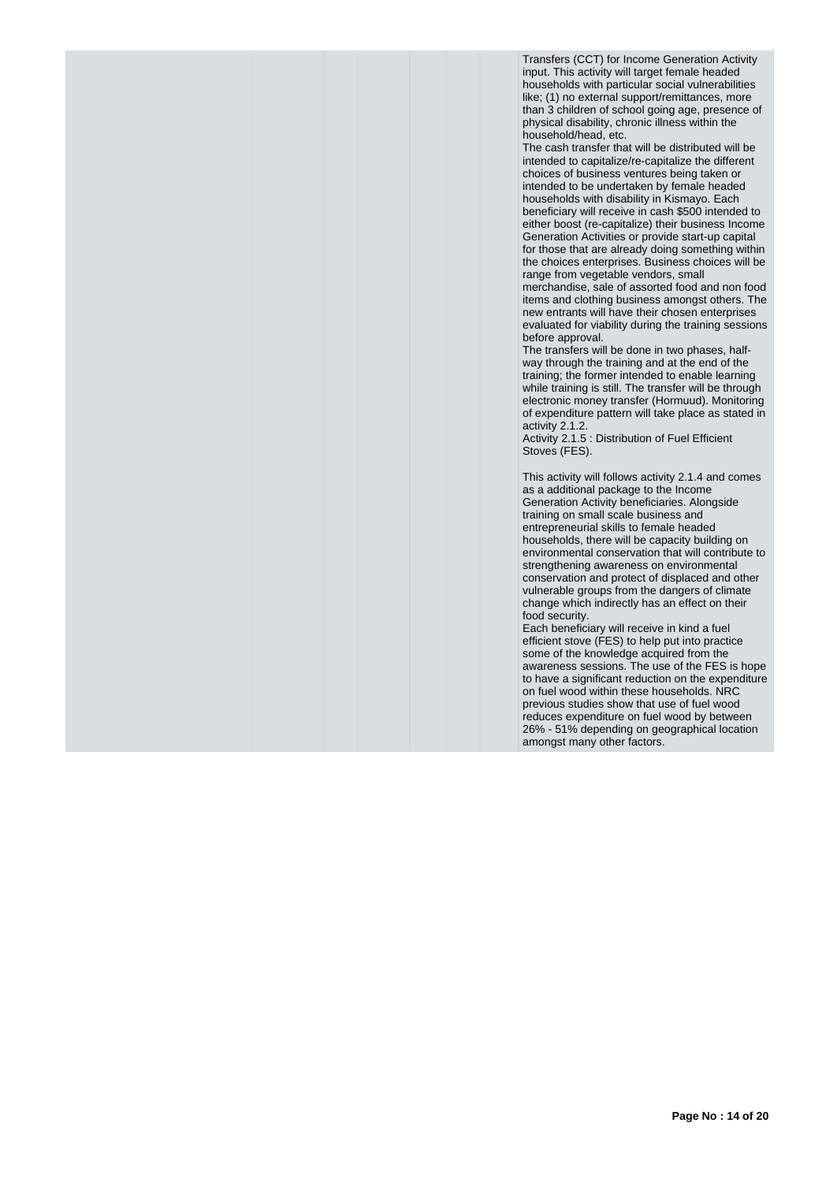Transfers (CCT) for Income Generation Activity input. This activity will target female headed households with particular social vulnerabilities like; (1) no external support/remittances, more than 3 children of school going age, presence of physical disability, chronic illness within the household/head, etc.

The cash transfer that will be distributed will be intended to capitalize/re-capitalize the different choices of business ventures being taken or intended to be undertaken by female headed households with disability in Kismayo. Each beneficiary will receive in cash $500 intended to either boost (re-capitalize) their business Income Generation Activities or provide start-up capital for those that are already doing something within the choices enterprises. Business choices will be range from vegetable vendors, small merchandise, sale of assorted food and non food items and clothing business amongst others. The new entrants will have their chosen enterprises evaluated for viability during the training sessions before approval.

The transfers will be done in two phases, half-way through the training and at the end of the training; the former intended to enable learning while training is still. The transfer will be through electronic money transfer (Hormuud). Monitoring of expenditure pattern will take place as stated in activity 2.1.2.

Activity 2.1.5 : Distribution of Fuel Efficient Stoves (FES).

This activity will follows activity 2.1.4 and comes as a additional package to the Income Generation Activity beneficiaries. Alongside training on small scale business and entrepreneurial skills to female headed households, there will be capacity building on environmental conservation that will contribute to strengthening awareness on environmental conservation and protect of displaced and other vulnerable groups from the dangers of climate change which indirectly has an effect on their food security.

Each beneficiary will receive in kind a fuel efficient stove (FES) to help put into practice some of the knowledge acquired from the awareness sessions. The use of the FES is hope to have a significant reduction on the expenditure on fuel wood within these households. NRC previous studies show that use of fuel wood reduces expenditure on fuel wood by between 26% - 51% depending on geographical location amongst many other factors.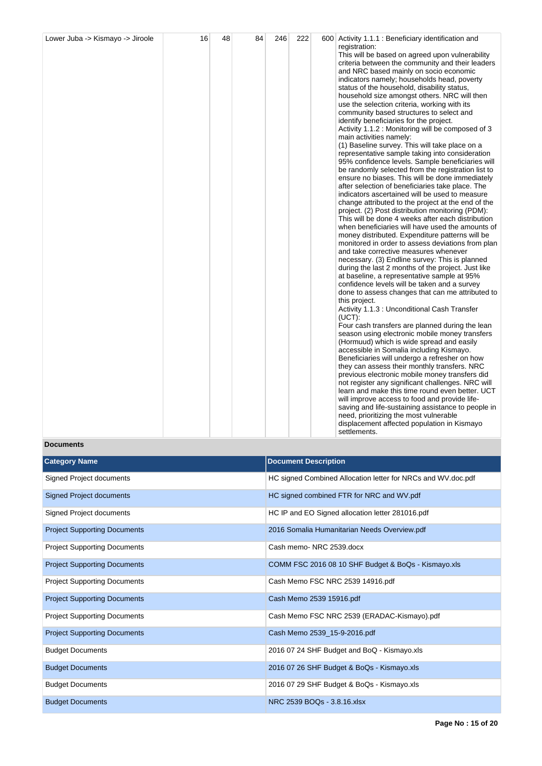| Lower Juba -> Kismayo -> Jiroole | 16 | 48 | 84 | 246 | 222 | 600 | Activity 1.1.1 : Beneficiary identification and registration:<br>This will be based on agreed upon vulnerability criteria between the community and their leaders and NRC based mainly on socio economic indicators namely; households head, poverty status of the household, disability status, household size amongst others. NRC will then use the selection criteria, working with its community based structures to select and identify beneficiaries for the project.<br>Activity 1.1.2 : Monitoring will be composed of 3 main activities namely:<br>(1) Baseline survey. This will take place on a representative sample taking into consideration 95% confidence levels. Sample beneficiaries will be randomly selected from the registration list to ensure no biases. This will be done immediately after selection of beneficiaries take place. The indicators ascertained will be used to measure change attributed to the project at the end of the project. (2) Post distribution monitoring (PDM): This will be done 4 weeks after each distribution when beneficiaries will have used the amounts of money distributed. Expenditure patterns will be monitored in order to assess deviations from plan and take corrective measures whenever necessary. (3) Endline survey: This is planned during the last 2 months of the project. Just like at baseline, a representative sample at 95% confidence levels will be taken and a survey done to assess changes that can me attributed to this project.<br>Activity 1.1.3 : Unconditional Cash Transfer (UCT):<br>Four cash transfers are planned during the lean season using electronic mobile money transfers (Hormuud) which is wide spread and easily accessible in Somalia including Kismayo. Beneficiaries will undergo a refresher on how they can assess their monthly transfers. NRC previous electronic mobile money transfers did not register any significant challenges. NRC will learn and make this time round even better. UCT will improve access to food and provide life-saving and life-sustaining assistance to people in need, prioritizing the most vulnerable displacement affected population in Kismayo settlements. |
|---|---|---|---|---|---|---|---|

**Documents**

| Category Name | Document Description |
|---|---|
| Signed Project documents | HC signed Combined Allocation letter for NRCs and WV.doc.pdf |
| Signed Project documents | HC signed combined FTR for NRC and WV.pdf |
| Signed Project documents | HC IP and EO Signed allocation letter 281016.pdf |
| Project Supporting Documents | 2016 Somalia Humanitarian Needs Overview.pdf |
| Project Supporting Documents | Cash memo- NRC 2539.docx |
| Project Supporting Documents | COMM FSC 2016 08 10 SHF Budget & BoQs - Kismayo.xls |
| Project Supporting Documents | Cash Memo FSC NRC 2539 14916.pdf |
| Project Supporting Documents | Cash Memo 2539 15916.pdf |
| Project Supporting Documents | Cash Memo FSC NRC 2539 (ERADAC-Kismayo).pdf |
| Project Supporting Documents | Cash Memo 2539_15-9-2016.pdf |
| Budget Documents | 2016 07 24 SHF Budget and BoQ - Kismayo.xls |
| Budget Documents | 2016 07 26 SHF Budget & BoQs - Kismayo.xls |
| Budget Documents | 2016 07 29 SHF Budget & BoQs - Kismayo.xls |
| Budget Documents | NRC 2539 BOQs - 3.8.16.xlsx |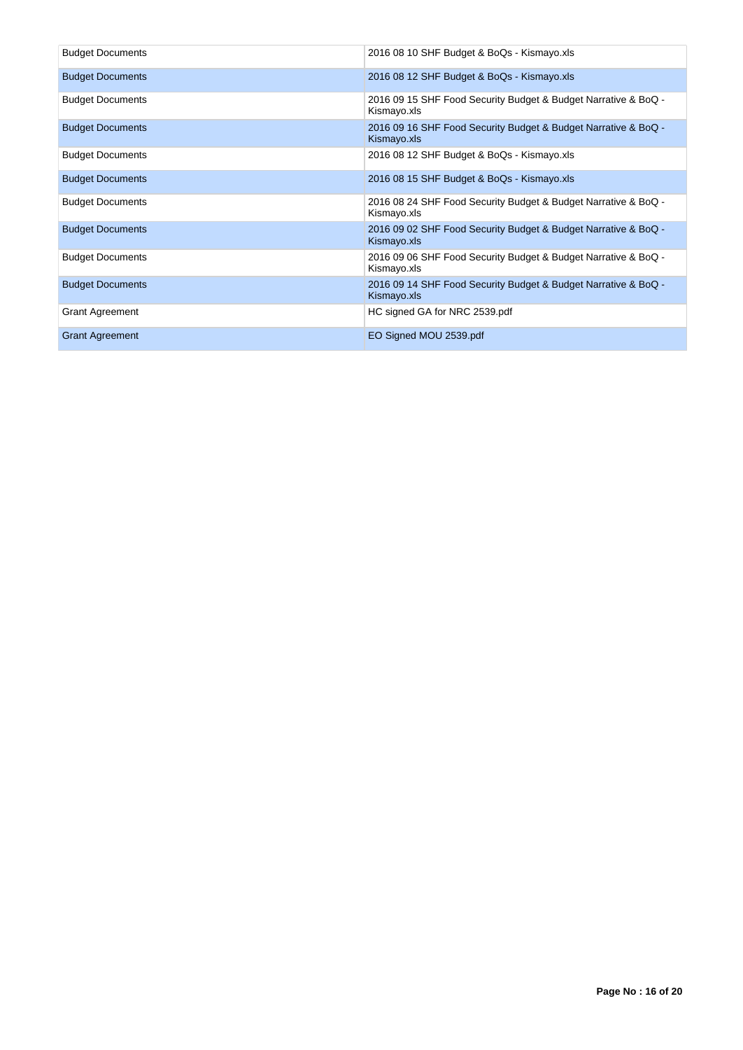| | |
|---|---|
| Budget Documents | 2016 08 10 SHF Budget & BoQs - Kismayo.xls |
| Budget Documents | 2016 08 12 SHF Budget & BoQs - Kismayo.xls |
| Budget Documents | 2016 09 15 SHF Food Security Budget & Budget Narrative & BoQ - Kismayo.xls |
| Budget Documents | 2016 09 16 SHF Food Security Budget & Budget Narrative & BoQ - Kismayo.xls |
| Budget Documents | 2016 08 12 SHF Budget & BoQs - Kismayo.xls |
| Budget Documents | 2016 08 15 SHF Budget & BoQs - Kismayo.xls |
| Budget Documents | 2016 08 24 SHF Food Security Budget & Budget Narrative & BoQ - Kismayo.xls |
| Budget Documents | 2016 09 02 SHF Food Security Budget & Budget Narrative & BoQ - Kismayo.xls |
| Budget Documents | 2016 09 06 SHF Food Security Budget & Budget Narrative & BoQ - Kismayo.xls |
| Budget Documents | 2016 09 14 SHF Food Security Budget & Budget Narrative & BoQ - Kismayo.xls |
| Grant Agreement | HC signed GA for NRC 2539.pdf |
| Grant Agreement | EO Signed MOU 2539.pdf |